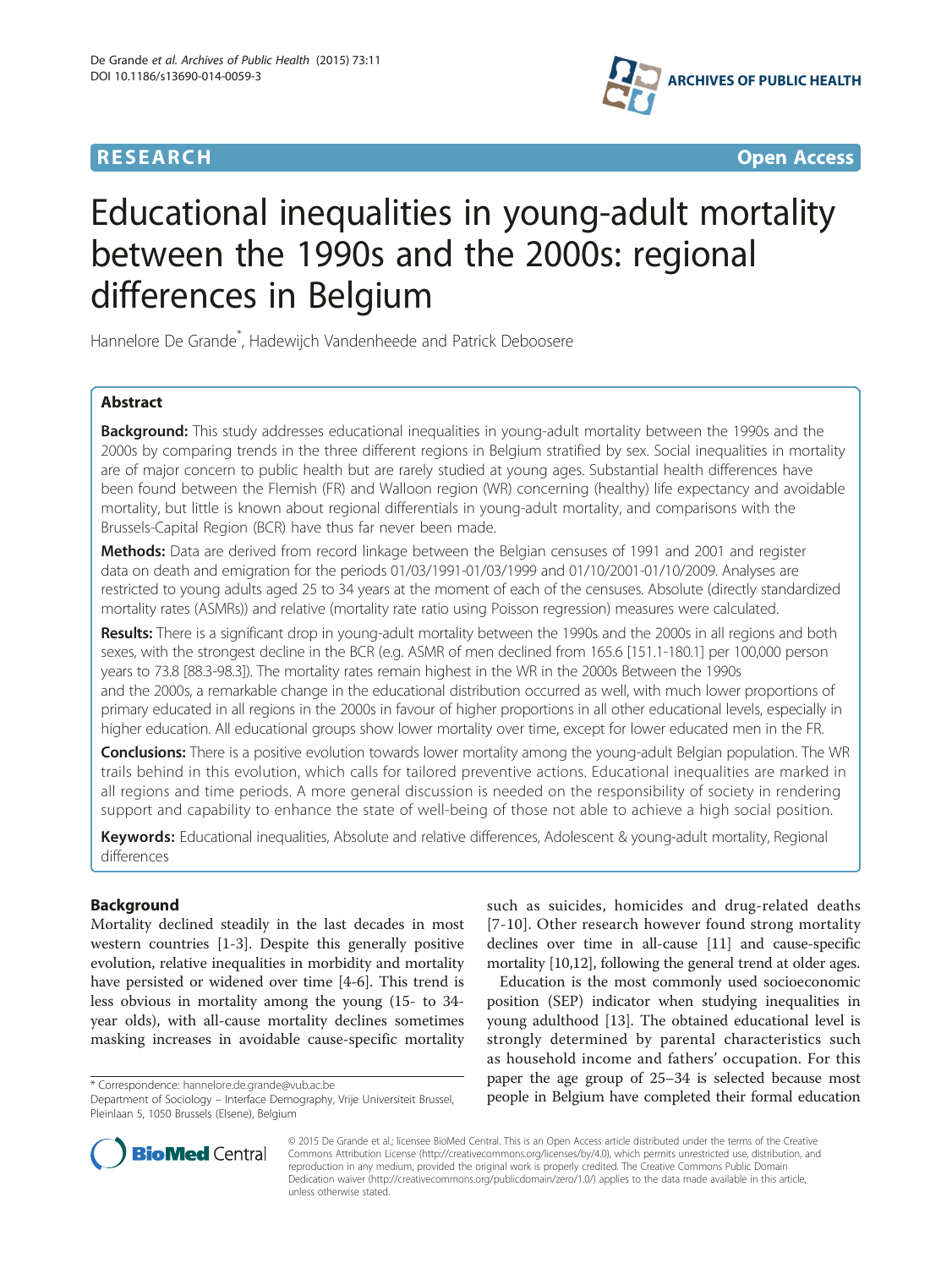# Educational inequalities in young-adult mortality between the 1990s and the 2000s: regional differences in Belgium

Hannelore De Grande*, Hadewijch Vandenheede and Patrick Deboosere

## Abstract

**Background:** This study addresses educational inequalities in young-adult mortality between the 1990s and the 2000s by comparing trends in the three different regions in Belgium stratified by sex. Social inequalities in mortality are of major concern to public health but are rarely studied at young ages. Substantial health differences have been found between the Flemish (FR) and Walloon region (WR) concerning (healthy) life expectancy and avoidable mortality, but little is known about regional differentials in young-adult mortality, and comparisons with the Brussels-Capital Region (BCR) have thus far never been made.

**Methods:** Data are derived from record linkage between the Belgian censuses of 1991 and 2001 and register data on death and emigration for the periods 01/03/1991-01/03/1999 and 01/10/2001-01/10/2009. Analyses are restricted to young adults aged 25 to 34 years at the moment of each of the censuses. Absolute (directly standardized mortality rates (ASMRs)) and relative (mortality rate ratio using Poisson regression) measures were calculated.

**Results:** There is a significant drop in young-adult mortality between the 1990s and the 2000s in all regions and both sexes, with the strongest decline in the BCR (e.g. ASMR of men declined from 165.6 [151.1-180.1] per 100,000 person years to 73.8 [88.3-98.3]). The mortality rates remain highest in the WR in the 2000s Between the 1990s and the 2000s, a remarkable change in the educational distribution occurred as well, with much lower proportions of primary educated in all regions in the 2000s in favour of higher proportions in all other educational levels, especially in higher education. All educational groups show lower mortality over time, except for lower educated men in the FR.

**Conclusions:** There is a positive evolution towards lower mortality among the young-adult Belgian population. The WR trails behind in this evolution, which calls for tailored preventive actions. Educational inequalities are marked in all regions and time periods. A more general discussion is needed on the responsibility of society in rendering support and capability to enhance the state of well-being of those not able to achieve a high social position.

**Keywords:** Educational inequalities, Absolute and relative differences, Adolescent & young-adult mortality, Regional differences

## Background

Mortality declined steadily in the last decades in most western countries [1-3]. Despite this generally positive evolution, relative inequalities in morbidity and mortality have persisted or widened over time [4-6]. This trend is less obvious in mortality among the young (15- to 34-year olds), with all-cause mortality declines sometimes masking increases in avoidable cause-specific mortality such as suicides, homicides and drug-related deaths [7-10]. Other research however found strong mortality declines over time in all-cause [11] and cause-specific mortality [10,12], following the general trend at older ages.

Education is the most commonly used socioeconomic position (SEP) indicator when studying inequalities in young adulthood [13]. The obtained educational level is strongly determined by parental characteristics such as household income and fathers' occupation. For this paper the age group of 25–34 is selected because most people in Belgium have completed their formal education

* Correspondence: hannelore.de.grande@vub.ac.be
Department of Sociology – Interface Demography, Vrije Universiteit Brussel, Pleinlaan 5, 1050 Brussels (Elsene), Belgium

© 2015 De Grande et al.; licensee BioMed Central. This is an Open Access article distributed under the terms of the Creative Commons Attribution License (http://creativecommons.org/licenses/by/4.0), which permits unrestricted use, distribution, and reproduction in any medium, provided the original work is properly credited. The Creative Commons Public Domain Dedication waiver (http://creativecommons.org/publicdomain/zero/1.0/) applies to the data made available in this article, unless otherwise stated.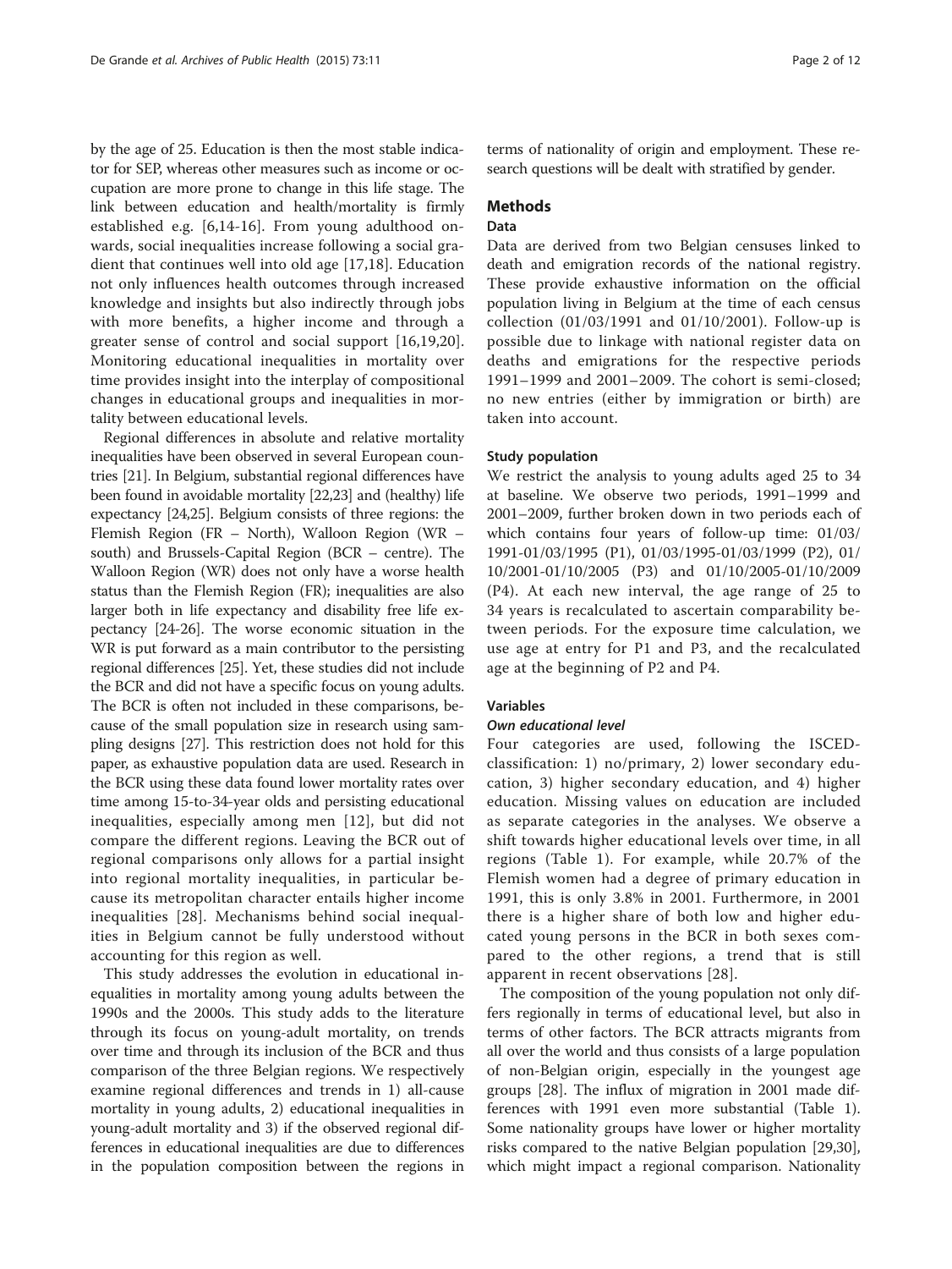by the age of 25. Education is then the most stable indicator for SEP, whereas other measures such as income or occupation are more prone to change in this life stage. The link between education and health/mortality is firmly established e.g. [6,14-16]. From young adulthood onwards, social inequalities increase following a social gradient that continues well into old age [17,18]. Education not only influences health outcomes through increased knowledge and insights but also indirectly through jobs with more benefits, a higher income and through a greater sense of control and social support [16,19,20]. Monitoring educational inequalities in mortality over time provides insight into the interplay of compositional changes in educational groups and inequalities in mortality between educational levels.

Regional differences in absolute and relative mortality inequalities have been observed in several European countries [21]. In Belgium, substantial regional differences have been found in avoidable mortality [22,23] and (healthy) life expectancy [24,25]. Belgium consists of three regions: the Flemish Region (FR – North), Walloon Region (WR – south) and Brussels-Capital Region (BCR – centre). The Walloon Region (WR) does not only have a worse health status than the Flemish Region (FR); inequalities are also larger both in life expectancy and disability free life expectancy [24-26]. The worse economic situation in the WR is put forward as a main contributor to the persisting regional differences [25]. Yet, these studies did not include the BCR and did not have a specific focus on young adults. The BCR is often not included in these comparisons, because of the small population size in research using sampling designs [27]. This restriction does not hold for this paper, as exhaustive population data are used. Research in the BCR using these data found lower mortality rates over time among 15-to-34-year olds and persisting educational inequalities, especially among men [12], but did not compare the different regions. Leaving the BCR out of regional comparisons only allows for a partial insight into regional mortality inequalities, in particular because its metropolitan character entails higher income inequalities [28]. Mechanisms behind social inequalities in Belgium cannot be fully understood without accounting for this region as well.

This study addresses the evolution in educational inequalities in mortality among young adults between the 1990s and the 2000s. This study adds to the literature through its focus on young-adult mortality, on trends over time and through its inclusion of the BCR and thus comparison of the three Belgian regions. We respectively examine regional differences and trends in 1) all-cause mortality in young adults, 2) educational inequalities in young-adult mortality and 3) if the observed regional differences in educational inequalities are due to differences in the population composition between the regions in terms of nationality of origin and employment. These research questions will be dealt with stratified by gender.

## Methods

### Data

Data are derived from two Belgian censuses linked to death and emigration records of the national registry. These provide exhaustive information on the official population living in Belgium at the time of each census collection (01/03/1991 and 01/10/2001). Follow-up is possible due to linkage with national register data on deaths and emigrations for the respective periods 1991–1999 and 2001–2009. The cohort is semi-closed; no new entries (either by immigration or birth) are taken into account.

### Study population

We restrict the analysis to young adults aged 25 to 34 at baseline. We observe two periods, 1991–1999 and 2001–2009, further broken down in two periods each of which contains four years of follow-up time: 01/03/1991-01/03/1995 (P1), 01/03/1995-01/03/1999 (P2), 01/10/2001-01/10/2005 (P3) and 01/10/2005-01/10/2009 (P4). At each new interval, the age range of 25 to 34 years is recalculated to ascertain comparability between periods. For the exposure time calculation, we use age at entry for P1 and P3, and the recalculated age at the beginning of P2 and P4.

### Variables

#### *Own educational level*

Four categories are used, following the ISCED-classification: 1) no/primary, 2) lower secondary education, 3) higher secondary education, and 4) higher education. Missing values on education are included as separate categories in the analyses. We observe a shift towards higher educational levels over time, in all regions (Table 1). For example, while 20.7% of the Flemish women had a degree of primary education in 1991, this is only 3.8% in 2001. Furthermore, in 2001 there is a higher share of both low and higher educated young persons in the BCR in both sexes compared to the other regions, a trend that is still apparent in recent observations [28].

The composition of the young population not only differs regionally in terms of educational level, but also in terms of other factors. The BCR attracts migrants from all over the world and thus consists of a large population of non-Belgian origin, especially in the youngest age groups [28]. The influx of migration in 2001 made differences with 1991 even more substantial (Table 1). Some nationality groups have lower or higher mortality risks compared to the native Belgian population [29,30], which might impact a regional comparison. Nationality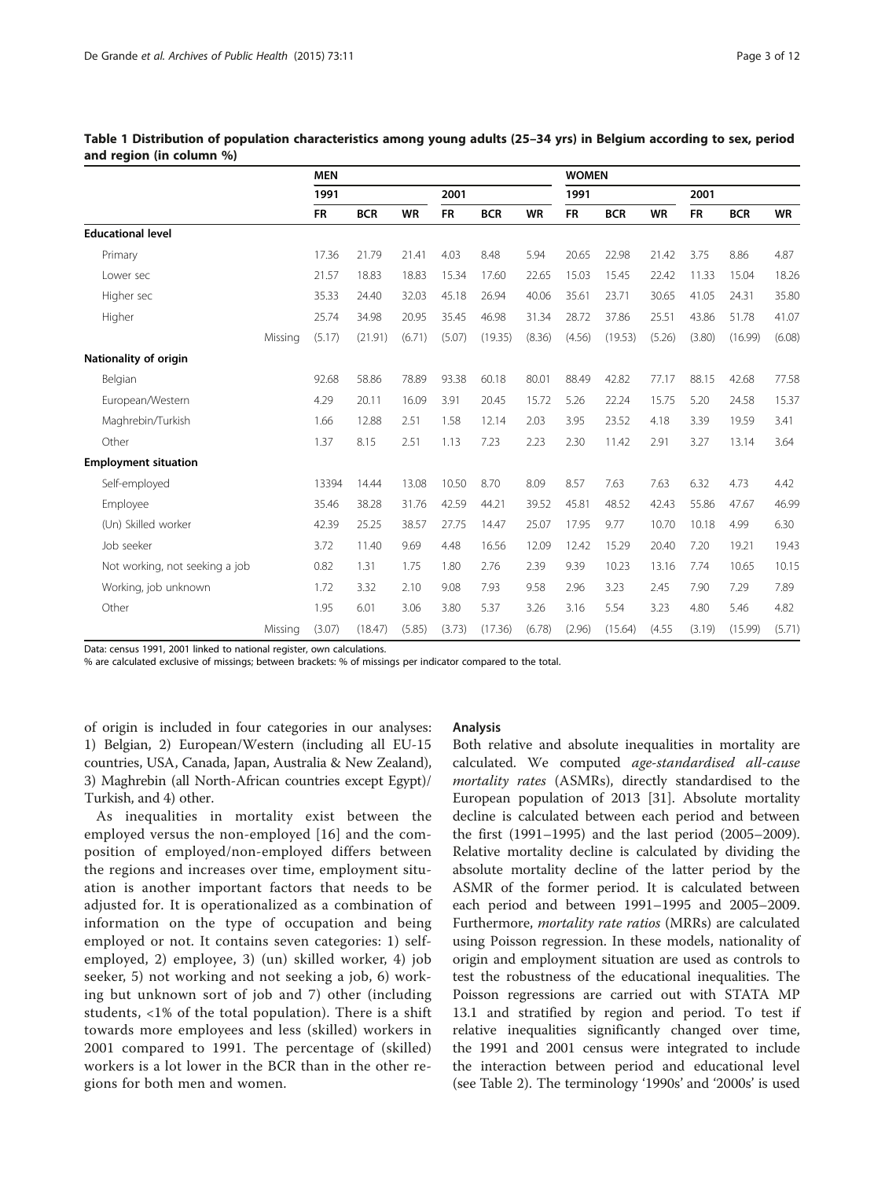**Table 1 Distribution of population characteristics among young adults (25–34 yrs) in Belgium according to sex, period and region (in column %)**

| | | MEN | | | | | | WOMEN | | | | | |
|---|---|---|---|---|---|---|---|---|---|---|---|---|---|
| | | 1991 | | | 2001 | | | 1991 | | | 2001 | | |
| | | FR | BCR | WR | FR | BCR | WR | FR | BCR | WR | FR | BCR | WR |
| **Educational level** | | | | | | | | | | | | | |
| Primary | | 17.36 | 21.79 | 21.41 | 4.03 | 8.48 | 5.94 | 20.65 | 22.98 | 21.42 | 3.75 | 8.86 | 4.87 |
| Lower sec | | 21.57 | 18.83 | 18.83 | 15.34 | 17.60 | 22.65 | 15.03 | 15.45 | 22.42 | 11.33 | 15.04 | 18.26 |
| Higher sec | | 35.33 | 24.40 | 32.03 | 45.18 | 26.94 | 40.06 | 35.61 | 23.71 | 30.65 | 41.05 | 24.31 | 35.80 |
| Higher | | 25.74 | 34.98 | 20.95 | 35.45 | 46.98 | 31.34 | 28.72 | 37.86 | 25.51 | 43.86 | 51.78 | 41.07 |
| | Missing | (5.17) | (21.91) | (6.71) | (5.07) | (19.35) | (8.36) | (4.56) | (19.53) | (5.26) | (3.80) | (16.99) | (6.08) |
| **Nationality of origin** | | | | | | | | | | | | | |
| Belgian | | 92.68 | 58.86 | 78.89 | 93.38 | 60.18 | 80.01 | 88.49 | 42.82 | 77.17 | 88.15 | 42.68 | 77.58 |
| European/Western | | 4.29 | 20.11 | 16.09 | 3.91 | 20.45 | 15.72 | 5.26 | 22.24 | 15.75 | 5.20 | 24.58 | 15.37 |
| Maghrebin/Turkish | | 1.66 | 12.88 | 2.51 | 1.58 | 12.14 | 2.03 | 3.95 | 23.52 | 4.18 | 3.39 | 19.59 | 3.41 |
| Other | | 1.37 | 8.15 | 2.51 | 1.13 | 7.23 | 2.23 | 2.30 | 11.42 | 2.91 | 3.27 | 13.14 | 3.64 |
| **Employment situation** | | | | | | | | | | | | | |
| Self-employed | | 13394 | 14.44 | 13.08 | 10.50 | 8.70 | 8.09 | 8.57 | 7.63 | 7.63 | 6.32 | 4.73 | 4.42 |
| Employee | | 35.46 | 38.28 | 31.76 | 42.59 | 44.21 | 39.52 | 45.81 | 48.52 | 42.43 | 55.86 | 47.67 | 46.99 |
| (Un) Skilled worker | | 42.39 | 25.25 | 38.57 | 27.75 | 14.47 | 25.07 | 17.95 | 9.77 | 10.70 | 10.18 | 4.99 | 6.30 |
| Job seeker | | 3.72 | 11.40 | 9.69 | 4.48 | 16.56 | 12.09 | 12.42 | 15.29 | 20.40 | 7.20 | 19.21 | 19.43 |
| Not working, not seeking a job | | 0.82 | 1.31 | 1.75 | 1.80 | 2.76 | 2.39 | 9.39 | 10.23 | 13.16 | 7.74 | 10.65 | 10.15 |
| Working, job unknown | | 1.72 | 3.32 | 2.10 | 9.08 | 7.93 | 9.58 | 2.96 | 3.23 | 2.45 | 7.90 | 7.29 | 7.89 |
| Other | | 1.95 | 6.01 | 3.06 | 3.80 | 5.37 | 3.26 | 3.16 | 5.54 | 3.23 | 4.80 | 5.46 | 4.82 |
| | Missing | (3.07) | (18.47) | (5.85) | (3.73) | (17.36) | (6.78) | (2.96) | (15.64) | (4.55 | (3.19) | (15.99) | (5.71) |

Data: census 1991, 2001 linked to national register, own calculations.
% are calculated exclusive of missings; between brackets: % of missings per indicator compared to the total.

of origin is included in four categories in our analyses: 1) Belgian, 2) European/Western (including all EU-15 countries, USA, Canada, Japan, Australia & New Zealand), 3) Maghrebin (all North-African countries except Egypt)/ Turkish, and 4) other.

As inequalities in mortality exist between the employed versus the non-employed [16] and the composition of employed/non-employed differs between the regions and increases over time, employment situation is another important factors that needs to be adjusted for. It is operationalized as a combination of information on the type of occupation and being employed or not. It contains seven categories: 1) self-employed, 2) employee, 3) (un) skilled worker, 4) job seeker, 5) not working and not seeking a job, 6) working but unknown sort of job and 7) other (including students, <1% of the total population). There is a shift towards more employees and less (skilled) workers in 2001 compared to 1991. The percentage of (skilled) workers is a lot lower in the BCR than in the other regions for both men and women.

### Analysis

Both relative and absolute inequalities in mortality are calculated. We computed *age-standardised all-cause mortality rates* (ASMRs), directly standardised to the European population of 2013 [31]. Absolute mortality decline is calculated between each period and between the first (1991–1995) and the last period (2005–2009). Relative mortality decline is calculated by dividing the absolute mortality decline of the latter period by the ASMR of the former period. It is calculated between each period and between 1991–1995 and 2005–2009. Furthermore, *mortality rate ratios* (MRRs) are calculated using Poisson regression. In these models, nationality of origin and employment situation are used as controls to test the robustness of the educational inequalities. The Poisson regressions are carried out with STATA MP 13.1 and stratified by region and period. To test if relative inequalities significantly changed over time, the 1991 and 2001 census were integrated to include the interaction between period and educational level (see Table 2). The terminology '1990s' and '2000s' is used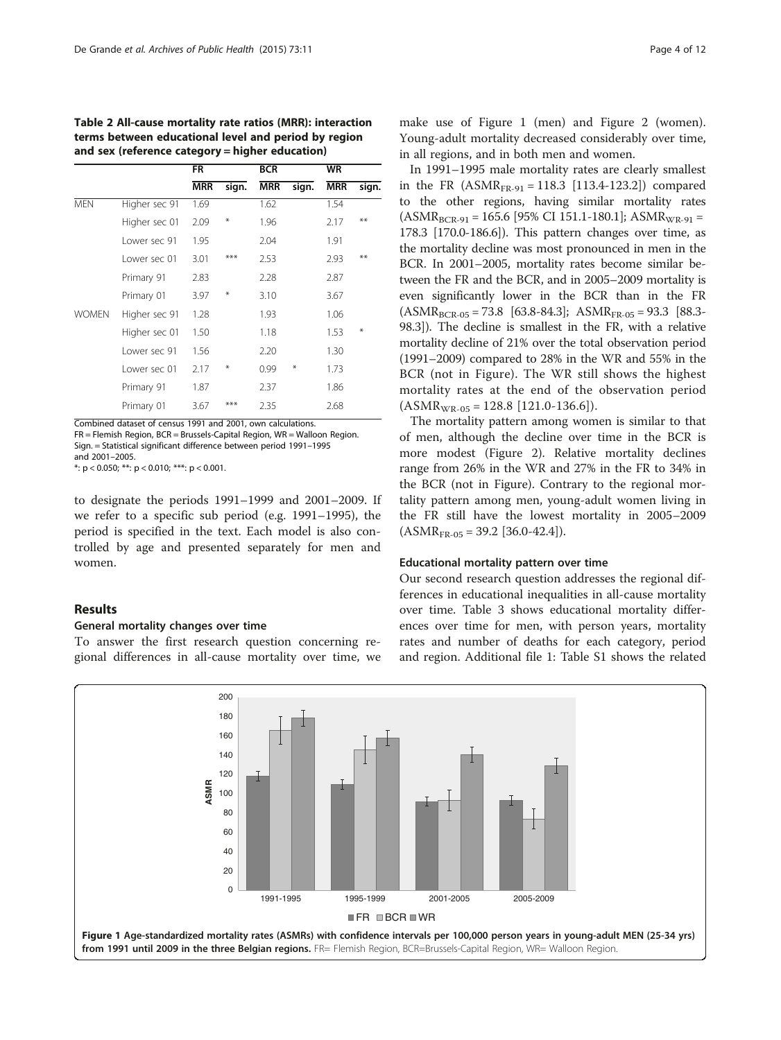**Table 2 All-cause mortality rate ratios (MRR): interaction terms between educational level and period by region and sex (reference category = higher education)**

| | | FR | | BCR | | WR | |
|---|---|---|---|---|---|---|---|
| | | MRR | sign. | MRR | sign. | MRR | sign. |
| MEN | Higher sec 91 | 1.69 | | 1.62 | | 1.54 | |
| | Higher sec 01 | 2.09 | * | 1.96 | | 2.17 | ** |
| | Lower sec 91 | 1.95 | | 2.04 | | 1.91 | |
| | Lower sec 01 | 3.01 | *** | 2.53 | | 2.93 | ** |
| | Primary 91 | 2.83 | | 2.28 | | 2.87 | |
| | Primary 01 | 3.97 | * | 3.10 | | 3.67 | |
| WOMEN | Higher sec 91 | 1.28 | | 1.93 | | 1.06 | |
| | Higher sec 01 | 1.50 | | 1.18 | | 1.53 | * |
| | Lower sec 91 | 1.56 | | 2.20 | | 1.30 | |
| | Lower sec 01 | 2.17 | * | 0.99 | * | 1.73 | |
| | Primary 91 | 1.87 | | 2.37 | | 1.86 | |
| | Primary 01 | 3.67 | *** | 2.35 | | 2.68 | |

Combined dataset of census 1991 and 2001, own calculations.
FR = Flemish Region, BCR = Brussels-Capital Region, WR = Walloon Region.
Sign. = Statistical significant difference between period 1991–1995 and 2001–2005.
*: $p < 0.050$; **: $p < 0.010$; ***: $p < 0.001$.

to designate the periods 1991–1999 and 2001–2009. If we refer to a specific sub period (e.g. 1991–1995), the period is specified in the text. Each model is also controlled by age and presented separately for men and women.

## Results

### General mortality changes over time

To answer the first research question concerning regional differences in all-cause mortality over time, we make use of Figure 1 (men) and Figure 2 (women). Young-adult mortality decreased considerably over time, in all regions, and in both men and women.

In 1991–1995 male mortality rates are clearly smallest in the FR ($ASMR_{FR\text{-}91}$ = 118.3 [113.4-123.2]) compared to the other regions, having similar mortality rates ($ASMR_{BCR\text{-}91}$ = 165.6 [95% CI 151.1-180.1]; $ASMR_{WR\text{-}91}$ = 178.3 [170.0-186.6]). This pattern changes over time, as the mortality decline was most pronounced in men in the BCR. In 2001–2005, mortality rates become similar between the FR and the BCR, and in 2005–2009 mortality is even significantly lower in the BCR than in the FR ($ASMR_{BCR\text{-}05}$ = 73.8 [63.8-84.3]; $ASMR_{FR\text{-}05}$ = 93.3 [88.3-98.3]). The decline is smallest in the FR, with a relative mortality decline of 21% over the total observation period (1991–2009) compared to 28% in the WR and 55% in the BCR (not in Figure). The WR still shows the highest mortality rates at the end of the observation period ($ASMR_{WR\text{-}05}$ = 128.8 [121.0-136.6]).

The mortality pattern among women is similar to that of men, although the decline over time in the BCR is more modest (Figure 2). Relative mortality declines range from 26% in the WR and 27% in the FR to 34% in the BCR (not in Figure). Contrary to the regional mortality pattern among men, young-adult women living in the FR still have the lowest mortality in 2005–2009 ($ASMR_{FR\text{-}05}$ = 39.2 [36.0-42.4]).

### Educational mortality pattern over time

Our second research question addresses the regional differences in educational inequalities in all-cause mortality over time. Table 3 shows educational mortality differences over time for men, with person years, mortality rates and number of deaths for each category, period and region. Additional file 1: Table S1 shows the related

**Figure 1 Age-standardized mortality rates (ASMRs) with confidence intervals per 100,000 person years in young-adult MEN (25-34 yrs) from 1991 until 2009 in the three Belgian regions.** FR= Flemish Region, BCR=Brussels-Capital Region, WR= Walloon Region.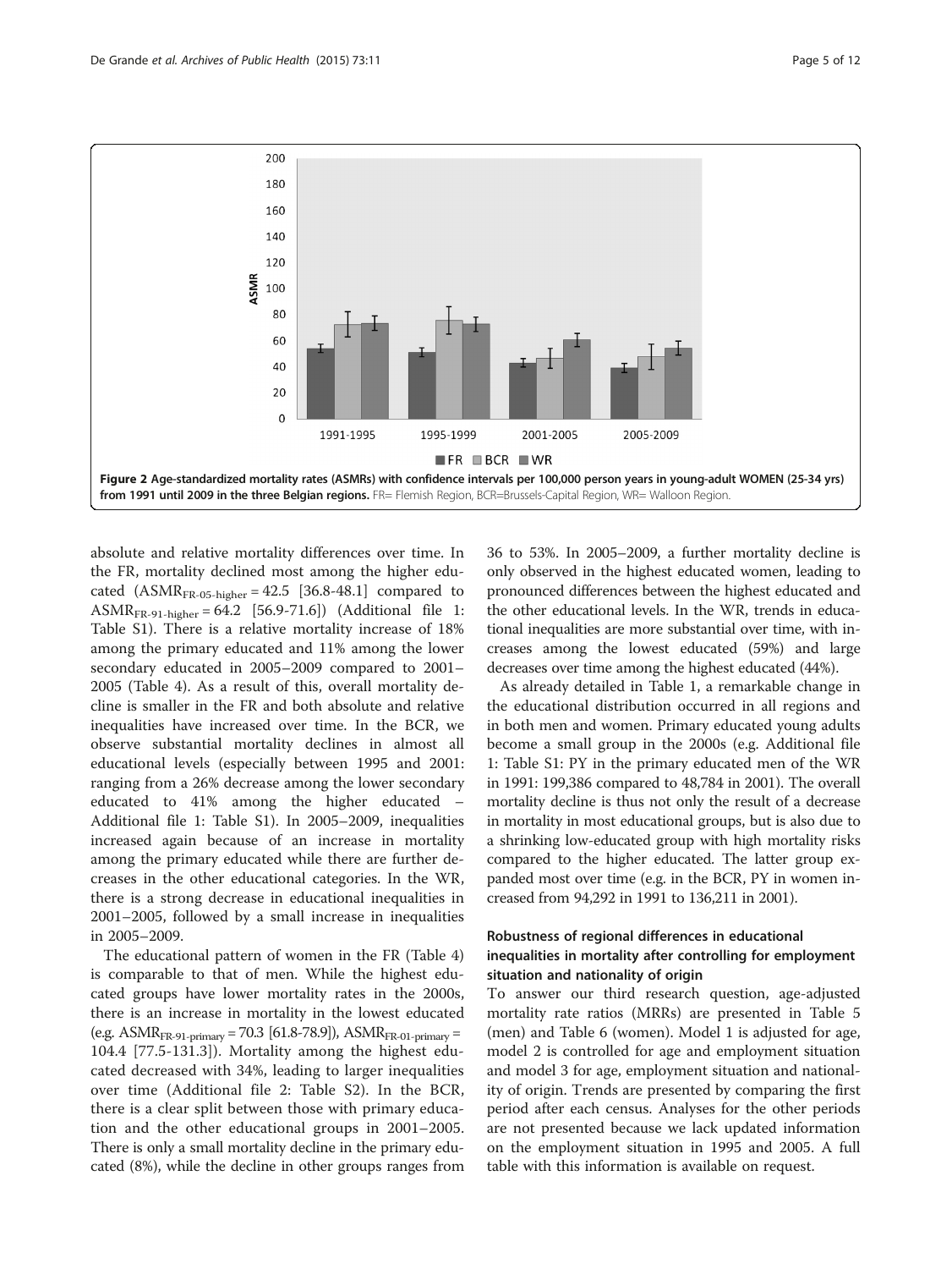Figure 2 Age-standardized mortality rates (ASMRs) with confidence intervals per 100,000 person years in young-adult WOMEN (25-34 yrs) from 1991 until 2009 in the three Belgian regions. FR= Flemish Region, BCR=Brussels-Capital Region, WR= Walloon Region.

absolute and relative mortality differences over time. In the FR, mortality declined most among the higher educated ($ASMR_{FR-05-higher}$ = 42.5 [36.8-48.1] compared to $ASMR_{FR-91-higher}$ = 64.2 [56.9-71.6]) (Additional file 1: Table S1). There is a relative mortality increase of 18% among the primary educated and 11% among the lower secondary educated in 2005–2009 compared to 2001–2005 (Table 4). As a result of this, overall mortality decline is smaller in the FR and both absolute and relative inequalities have increased over time. In the BCR, we observe substantial mortality declines in almost all educational levels (especially between 1995 and 2001: ranging from a 26% decrease among the lower secondary educated to 41% among the higher educated – Additional file 1: Table S1). In 2005–2009, inequalities increased again because of an increase in mortality among the primary educated while there are further decreases in the other educational categories. In the WR, there is a strong decrease in educational inequalities in 2001–2005, followed by a small increase in inequalities in 2005–2009.

The educational pattern of women in the FR (Table 4) is comparable to that of men. While the highest educated groups have lower mortality rates in the 2000s, there is an increase in mortality in the lowest educated (e.g. $ASMR_{FR-91-primary}$ = 70.3 [61.8-78.9]), $ASMR_{FR-01-primary}$ = 104.4 [77.5-131.3]). Mortality among the highest educated decreased with 34%, leading to larger inequalities over time (Additional file 2: Table S2). In the BCR, there is a clear split between those with primary education and the other educational groups in 2001–2005. There is only a small mortality decline in the primary educated (8%), while the decline in other groups ranges from 36 to 53%. In 2005–2009, a further mortality decline is only observed in the highest educated women, leading to pronounced differences between the highest educated and the other educational levels. In the WR, trends in educational inequalities are more substantial over time, with increases among the lowest educated (59%) and large decreases over time among the highest educated (44%).

As already detailed in Table 1, a remarkable change in the educational distribution occurred in all regions and in both men and women. Primary educated young adults become a small group in the 2000s (e.g. Additional file 1: Table S1: PY in the primary educated men of the WR in 1991: 199,386 compared to 48,784 in 2001). The overall mortality decline is thus not only the result of a decrease in mortality in most educational groups, but is also due to a shrinking low-educated group with high mortality risks compared to the higher educated. The latter group expanded most over time (e.g. in the BCR, PY in women increased from 94,292 in 1991 to 136,211 in 2001).

### Robustness of regional differences in educational inequalities in mortality after controlling for employment situation and nationality of origin

To answer our third research question, age-adjusted mortality rate ratios (MRRs) are presented in Table 5 (men) and Table 6 (women). Model 1 is adjusted for age, model 2 is controlled for age and employment situation and model 3 for age, employment situation and nationality of origin. Trends are presented by comparing the first period after each census. Analyses for the other periods are not presented because we lack updated information on the employment situation in 1995 and 2005. A full table with this information is available on request.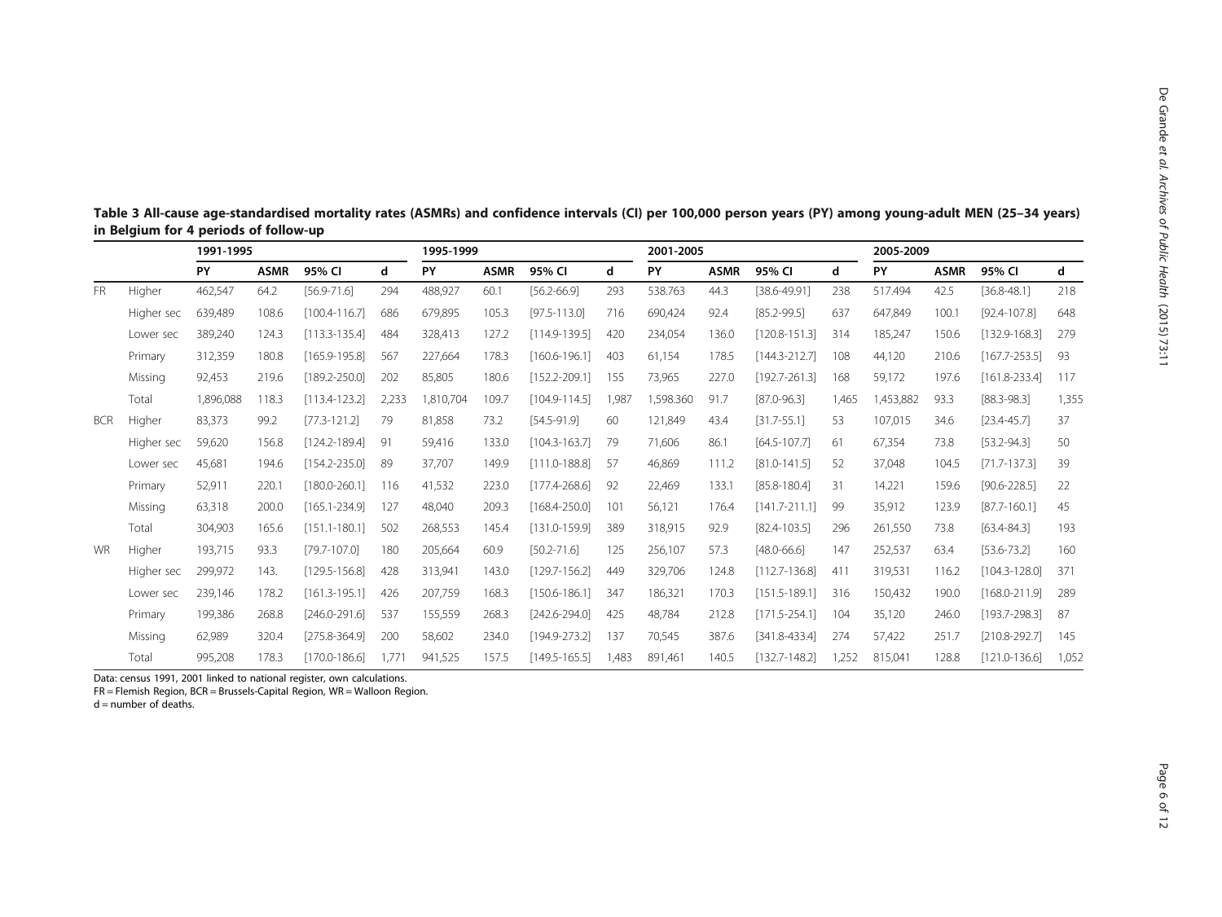**Table 3 All-cause age-standardised mortality rates (ASMRs) and confidence intervals (CI) per 100,000 person years (PY) among young-adult MEN (25–34 years) in Belgium for 4 periods of follow-up**

| | | 1991-1995 | | | | 1995-1999 | | | | 2001-2005 | | | | 2005-2009 | | | |
|---|---|---|---|---|---|---|---|---|---|---|---|---|---|---|---|---|---|
| | | PY | ASMR | 95% CI | d | PY | ASMR | 95% CI | d | PY | ASMR | 95% CI | d | PY | ASMR | 95% CI | d |
| FR | Higher | 462,547 | 64.2 | [56.9-71.6] | 294 | 488,927 | 60.1 | [56.2-66.9] | 293 | 538.763 | 44.3 | [38.6-49.91] | 238 | 517.494 | 42.5 | [36.8-48.1] | 218 |
| | Higher sec | 639,489 | 108.6 | [100.4-116.7] | 686 | 679,895 | 105.3 | [97.5-113.0] | 716 | 690,424 | 92.4 | [85.2-99.5] | 637 | 647,849 | 100.1 | [92.4-107.8] | 648 |
| | Lower sec | 389,240 | 124.3 | [113.3-135.4] | 484 | 328,413 | 127.2 | [114.9-139.5] | 420 | 234,054 | 136.0 | [120.8-151.3] | 314 | 185,247 | 150.6 | [132.9-168.3] | 279 |
| | Primary | 312,359 | 180.8 | [165.9-195.8] | 567 | 227,664 | 178.3 | [160.6-196.1] | 403 | 61,154 | 178.5 | [144.3-212.7] | 108 | 44,120 | 210.6 | [167.7-253.5] | 93 |
| | Missing | 92,453 | 219.6 | [189.2-250.0] | 202 | 85,805 | 180.6 | [152.2-209.1] | 155 | 73,965 | 227.0 | [192.7-261.3] | 168 | 59,172 | 197.6 | [161.8-233.4] | 117 |
| | Total | 1,896,088 | 118.3 | [113.4-123.2] | 2,233 | 1,810,704 | 109.7 | [104.9-114.5] | 1,987 | 1,598.360 | 91.7 | [87.0-96.3] | 1,465 | 1,453,882 | 93.3 | [88.3-98.3] | 1,355 |
| BCR | Higher | 83,373 | 99.2 | [77.3-121.2] | 79 | 81,858 | 73.2 | [54.5-91.9] | 60 | 121,849 | 43.4 | [31.7-55.1] | 53 | 107,015 | 34.6 | [23.4-45.7] | 37 |
| | Higher sec | 59,620 | 156.8 | [124.2-189.4] | 91 | 59,416 | 133.0 | [104.3-163.7] | 79 | 71,606 | 86.1 | [64.5-107.7] | 61 | 67,354 | 73.8 | [53.2-94.3] | 50 |
| | Lower sec | 45,681 | 194.6 | [154.2-235.0] | 89 | 37,707 | 149.9 | [111.0-188.8] | 57 | 46,869 | 111.2 | [81.0-141.5] | 52 | 37,048 | 104.5 | [71.7-137.3] | 39 |
| | Primary | 52,911 | 220.1 | [180.0-260.1] | 116 | 41,532 | 223.0 | [177.4-268.6] | 92 | 22,469 | 133.1 | [85.8-180.4] | 31 | 14.221 | 159.6 | [90.6-228.5] | 22 |
| | Missing | 63,318 | 200.0 | [165.1-234.9] | 127 | 48,040 | 209.3 | [168.4-250.0] | 101 | 56,121 | 176.4 | [141.7-211.1] | 99 | 35,912 | 123.9 | [87.7-160.1] | 45 |
| | Total | 304,903 | 165.6 | [151.1-180.1] | 502 | 268,553 | 145.4 | [131.0-159.9] | 389 | 318,915 | 92.9 | [82.4-103.5] | 296 | 261,550 | 73.8 | [63.4-84.3] | 193 |
| WR | Higher | 193,715 | 93.3 | [79.7-107.0] | 180 | 205,664 | 60.9 | [50.2-71.6] | 125 | 256,107 | 57.3 | [48.0-66.6] | 147 | 252,537 | 63.4 | [53.6-73.2] | 160 |
| | Higher sec | 299,972 | 143. | [129.5-156.8] | 428 | 313,941 | 143.0 | [129.7-156.2] | 449 | 329,706 | 124.8 | [112.7-136.8] | 411 | 319,531 | 116.2 | [104.3-128.0] | 371 |
| | Lower sec | 239,146 | 178.2 | [161.3-195.1] | 426 | 207,759 | 168.3 | [150.6-186.1] | 347 | 186,321 | 170.3 | [151.5-189.1] | 316 | 150,432 | 190.0 | [168.0-211.9] | 289 |
| | Primary | 199,386 | 268.8 | [246.0-291.6] | 537 | 155,559 | 268.3 | [242.6-294.0] | 425 | 48,784 | 212.8 | [171.5-254.1] | 104 | 35,120 | 246.0 | [193.7-298.3] | 87 |
| | Missing | 62,989 | 320.4 | [275.8-364.9] | 200 | 58,602 | 234.0 | [194.9-273.2] | 137 | 70,545 | 387.6 | [341.8-433.4] | 274 | 57,422 | 251.7 | [210.8-292.7] | 145 |
| | Total | 995,208 | 178.3 | [170.0-186.6] | 1,771 | 941,525 | 157.5 | [149.5-165.5] | 1,483 | 891,461 | 140.5 | [132.7-148.2] | 1,252 | 815,041 | 128.8 | [121.0-136.6] | 1,052 |

Data: census 1991, 2001 linked to national register, own calculations.

FR = Flemish Region, BCR = Brussels-Capital Region, WR = Walloon Region.

d = number of deaths.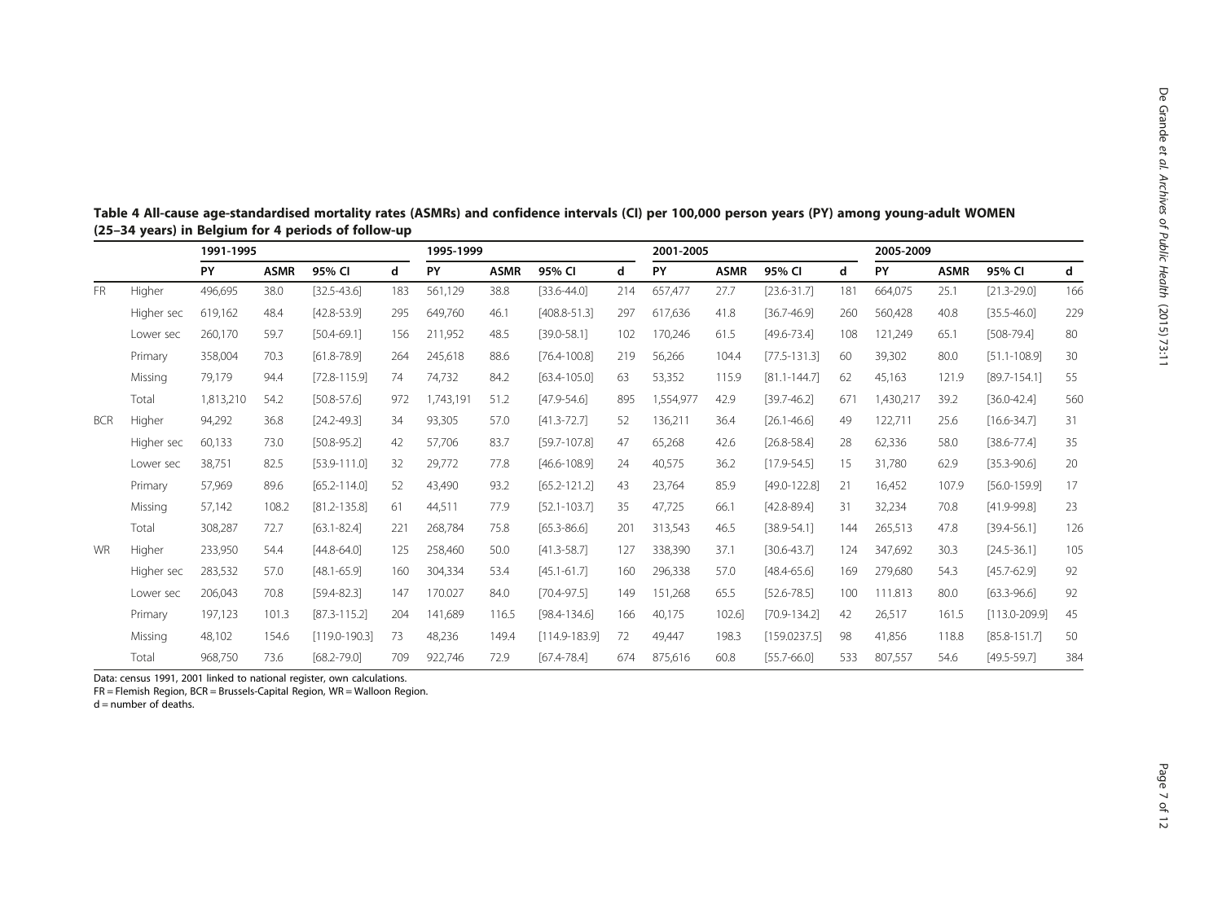**Table 4 All-cause age-standardised mortality rates (ASMRs) and confidence intervals (CI) per 100,000 person years (PY) among young-adult WOMEN (25–34 years) in Belgium for 4 periods of follow-up**

| | | 1991-1995 | | | | 1995-1999 | | | | 2001-2005 | | | | 2005-2009 | | | |
|---|---|---|---|---|---|---|---|---|---|---|---|---|---|---|---|---|---|
| | | PY | ASMR | 95% CI | d | PY | ASMR | 95% CI | d | PY | ASMR | 95% CI | d | PY | ASMR | 95% CI | d |
| FR | Higher | 496,695 | 38.0 | [32.5-43.6] | 183 | 561,129 | 38.8 | [33.6-44.0] | 214 | 657,477 | 27.7 | [23.6-31.7] | 181 | 664,075 | 25.1 | [21.3-29.0] | 166 |
| | Higher sec | 619,162 | 48.4 | [42.8-53.9] | 295 | 649,760 | 46.1 | [408.8-51.3] | 297 | 617,636 | 41.8 | [36.7-46.9] | 260 | 560,428 | 40.8 | [35.5-46.0] | 229 |
| | Lower sec | 260,170 | 59.7 | [50.4-69.1] | 156 | 211,952 | 48.5 | [39.0-58.1] | 102 | 170,246 | 61.5 | [49.6-73.4] | 108 | 121,249 | 65.1 | [508-79.4] | 80 |
| | Primary | 358,004 | 70.3 | [61.8-78.9] | 264 | 245,618 | 88.6 | [76.4-100.8] | 219 | 56,266 | 104.4 | [77.5-131.3] | 60 | 39,302 | 80.0 | [51.1-108.9] | 30 |
| | Missing | 79,179 | 94.4 | [72.8-115.9] | 74 | 74,732 | 84.2 | [63.4-105.0] | 63 | 53,352 | 115.9 | [81.1-144.7] | 62 | 45,163 | 121.9 | [89.7-154.1] | 55 |
| | Total | 1,813,210 | 54.2 | [50.8-57.6] | 972 | 1,743,191 | 51.2 | [47.9-54.6] | 895 | 1,554,977 | 42.9 | [39.7-46.2] | 671 | 1,430,217 | 39.2 | [36.0-42.4] | 560 |
| BCR | Higher | 94,292 | 36.8 | [24.2-49.3] | 34 | 93,305 | 57.0 | [41.3-72.7] | 52 | 136,211 | 36.4 | [26.1-46.6] | 49 | 122,711 | 25.6 | [16.6-34.7] | 31 |
| | Higher sec | 60,133 | 73.0 | [50.8-95.2] | 42 | 57,706 | 83.7 | [59.7-107.8] | 47 | 65,268 | 42.6 | [26.8-58.4] | 28 | 62,336 | 58.0 | [38.6-77.4] | 35 |
| | Lower sec | 38,751 | 82.5 | [53.9-111.0] | 32 | 29,772 | 77.8 | [46.6-108.9] | 24 | 40,575 | 36.2 | [17.9-54.5] | 15 | 31,780 | 62.9 | [35.3-90.6] | 20 |
| | Primary | 57,969 | 89.6 | [65.2-114.0] | 52 | 43,490 | 93.2 | [65.2-121.2] | 43 | 23,764 | 85.9 | [49.0-122.8] | 21 | 16,452 | 107.9 | [56.0-159.9] | 17 |
| | Missing | 57,142 | 108.2 | [81.2-135.8] | 61 | 44,511 | 77.9 | [52.1-103.7] | 35 | 47,725 | 66.1 | [42.8-89.4] | 31 | 32,234 | 70.8 | [41.9-99.8] | 23 |
| | Total | 308,287 | 72.7 | [63.1-82.4] | 221 | 268,784 | 75.8 | [65.3-86.6] | 201 | 313,543 | 46.5 | [38.9-54.1] | 144 | 265,513 | 47.8 | [39.4-56.1] | 126 |
| WR | Higher | 233,950 | 54.4 | [44.8-64.0] | 125 | 258,460 | 50.0 | [41.3-58.7] | 127 | 338,390 | 37.1 | [30.6-43.7] | 124 | 347,692 | 30.3 | [24.5-36.1] | 105 |
| | Higher sec | 283,532 | 57.0 | [48.1-65.9] | 160 | 304,334 | 53.4 | [45.1-61.7] | 160 | 296,338 | 57.0 | [48.4-65.6] | 169 | 279,680 | 54.3 | [45.7-62.9] | 92 |
| | Lower sec | 206,043 | 70.8 | [59.4-82.3] | 147 | 170.027 | 84.0 | [70.4-97.5] | 149 | 151,268 | 65.5 | [52.6-78.5] | 100 | 111.813 | 80.0 | [63.3-96.6] | 92 |
| | Primary | 197,123 | 101.3 | [87.3-115.2] | 204 | 141,689 | 116.5 | [98.4-134.6] | 166 | 40,175 | 102.6] | [70.9-134.2] | 42 | 26,517 | 161.5 | [113.0-209.9] | 45 |
| | Missing | 48,102 | 154.6 | [119.0-190.3] | 73 | 48,236 | 149.4 | [114.9-183.9] | 72 | 49,447 | 198.3 | [159.0237.5] | 98 | 41,856 | 118.8 | [85.8-151.7] | 50 |
| | Total | 968,750 | 73.6 | [68.2-79.0] | 709 | 922,746 | 72.9 | [67.4-78.4] | 674 | 875,616 | 60.8 | [55.7-66.0] | 533 | 807,557 | 54.6 | [49.5-59.7] | 384 |

Data: census 1991, 2001 linked to national register, own calculations.
FR = Flemish Region, BCR = Brussels-Capital Region, WR = Walloon Region.
d = number of deaths.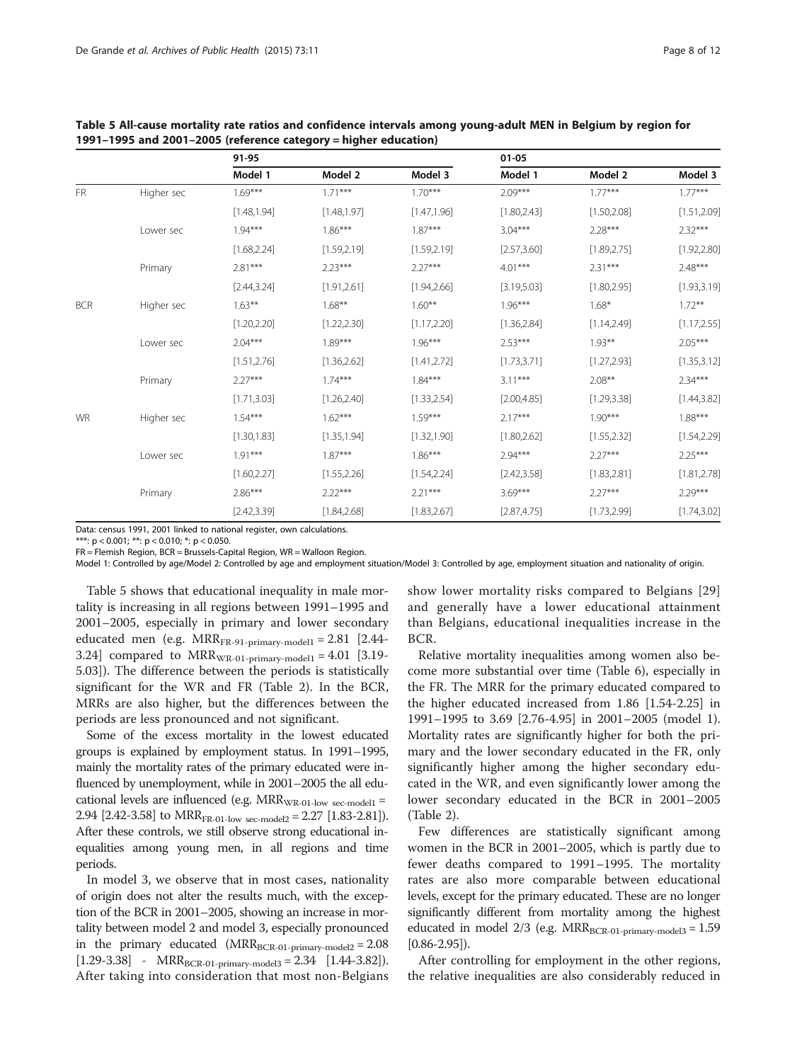**Table 5 All-cause mortality rate ratios and confidence intervals among young-adult MEN in Belgium by region for 1991–1995 and 2001–2005 (reference category = higher education)**

| | | 91-95 | | | 01-05 | | |
|---|---|---|---|---|---|---|---|
| | | Model 1 | Model 2 | Model 3 | Model 1 | Model 2 | Model 3 |
| FR | Higher sec | 1.69*** | 1.71*** | 1.70*** | 2.09*** | 1.77*** | 1.77*** |
| | | [1.48,1.94] | [1.48,1.97] | [1.47,1.96] | [1.80,2.43] | [1.50,2.08] | [1.51,2.09] |
| | Lower sec | 1.94*** | 1.86*** | 1.87*** | 3.04*** | 2.28*** | 2.32*** |
| | | [1.68,2.24] | [1.59,2.19] | [1.59,2.19] | [2.57,3.60] | [1.89,2.75] | [1.92,2.80] |
| | Primary | 2.81*** | 2.23*** | 2.27*** | 4.01*** | 2.31*** | 2.48*** |
| | | [2.44,3.24] | [1.91,2.61] | [1.94,2.66] | [3.19,5.03] | [1.80,2.95] | [1.93,3.19] |
| BCR | Higher sec | 1.63** | 1.68** | 1.60** | 1.96*** | 1.68* | 1.72** |
| | | [1.20,2.20] | [1.22,2.30] | [1.17,2.20] | [1.36,2.84] | [1.14,2.49] | [1.17,2.55] |
| | Lower sec | 2.04*** | 1.89*** | 1.96*** | 2.53*** | 1.93** | 2.05*** |
| | | [1.51,2.76] | [1.36,2.62] | [1.41,2.72] | [1.73,3.71] | [1.27,2.93] | [1.35,3.12] |
| | Primary | 2.27*** | 1.74*** | 1.84*** | 3.11*** | 2.08** | 2.34*** |
| | | [1.71,3.03] | [1.26,2.40] | [1.33,2.54] | [2.00,4.85] | [1.29,3.38] | [1.44,3.82] |
| WR | Higher sec | 1.54*** | 1.62*** | 1.59*** | 2.17*** | 1.90*** | 1.88*** |
| | | [1.30,1.83] | [1.35,1.94] | [1.32,1.90] | [1.80,2.62] | [1.55,2.32] | [1.54,2.29] |
| | Lower sec | 1.91*** | 1.87*** | 1.86*** | 2.94*** | 2.27*** | 2.25*** |
| | | [1.60,2.27] | [1.55,2.26] | [1.54,2.24] | [2.42,3.58] | [1.83,2.81] | [1.81,2.78] |
| | Primary | 2.86*** | 2.22*** | 2.21*** | 3.69*** | 2.27*** | 2.29*** |
| | | [2.42,3.39] | [1.84,2.68] | [1.83,2.67] | [2.87,4.75] | [1.73,2.99] | [1.74,3.02] |

Data: census 1991, 2001 linked to national register, own calculations.
***: p < 0.001; **: p < 0.010; *: p < 0.050.
FR = Flemish Region, BCR = Brussels-Capital Region, WR = Walloon Region.
Model 1: Controlled by age/Model 2: Controlled by age and employment situation/Model 3: Controlled by age, employment situation and nationality of origin.

Table 5 shows that educational inequality in male mortality is increasing in all regions between 1991–1995 and 2001–2005, especially in primary and lower secondary educated men (e.g. $MRR_{FR\text{-}91\text{-}primary\text{-}model1} = 2.81$ [2.44-3.24] compared to $MRR_{WR\text{-}01\text{-}primary\text{-}model1} = 4.01$ [3.19-5.03]). The difference between the periods is statistically significant for the WR and FR (Table 2). In the BCR, MRRs are also higher, but the differences between the periods are less pronounced and not significant.

Some of the excess mortality in the lowest educated groups is explained by employment status. In 1991–1995, mainly the mortality rates of the primary educated were influenced by unemployment, while in 2001–2005 the all educational levels are influenced (e.g. $MRR_{WR\text{-}01\text{-}low\ sec\text{-}model1} = 2.94$ [2.42-3.58] to $MRR_{FR\text{-}01\text{-}low\ sec\text{-}model2} = 2.27$ [1.83-2.81]). After these controls, we still observe strong educational inequalities among young men, in all regions and time periods.

In model 3, we observe that in most cases, nationality of origin does not alter the results much, with the exception of the BCR in 2001–2005, showing an increase in mortality between model 2 and model 3, especially pronounced in the primary educated ($MRR_{BCR\text{-}01\text{-}primary\text{-}model2} = 2.08$ [1.29-3.38] - $MRR_{BCR\text{-}01\text{-}primary\text{-}model3} = 2.34$ [1.44-3.82]). After taking into consideration that most non-Belgians show lower mortality risks compared to Belgians [29] and generally have a lower educational attainment than Belgians, educational inequalities increase in the BCR.

Relative mortality inequalities among women also become more substantial over time (Table 6), especially in the FR. The MRR for the primary educated compared to the higher educated increased from 1.86 [1.54-2.25] in 1991–1995 to 3.69 [2.76-4.95] in 2001–2005 (model 1). Mortality rates are significantly higher for both the primary and the lower secondary educated in the FR, only significantly higher among the higher secondary educated in the WR, and even significantly lower among the lower secondary educated in the BCR in 2001–2005 (Table 2).

Few differences are statistically significant among women in the BCR in 2001–2005, which is partly due to fewer deaths compared to 1991–1995. The mortality rates are also more comparable between educational levels, except for the primary educated. These are no longer significantly different from mortality among the highest educated in model 2/3 (e.g. $MRR_{BCR\text{-}01\text{-}primary\text{-}model3} = 1.59$ [0.86-2.95]).

After controlling for employment in the other regions, the relative inequalities are also considerably reduced in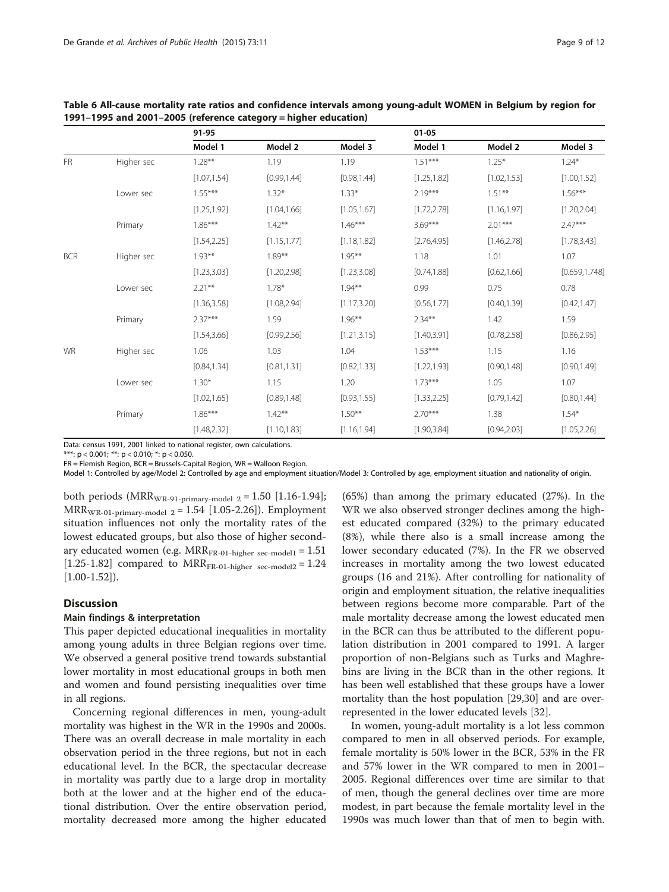**Table 6 All-cause mortality rate ratios and confidence intervals among young-adult WOMEN in Belgium by region for 1991–1995 and 2001–2005 (reference category = higher education)**

| | | 91-95 | | | 01-05 | | |
|---|---|---|---|---|---|---|---|
| | | Model 1 | Model 2 | Model 3 | Model 1 | Model 2 | Model 3 |
| FR | Higher sec | 1.28** | 1.19 | 1.19 | 1.51*** | 1.25* | 1.24* |
| | | [1.07,1.54] | [0.99,1.44] | [0.98,1.44] | [1.25,1.82] | [1.02,1.53] | [1.00,1.52] |
| | Lower sec | 1.55*** | 1.32* | 1.33* | 2.19*** | 1.51** | 1.56*** |
| | | [1.25,1.92] | [1.04,1.66] | [1.05,1.67] | [1.72,2.78] | [1.16,1.97] | [1.20,2.04] |
| | Primary | 1.86*** | 1.42** | 1.46*** | 3.69*** | 2.01*** | 2.47*** |
| | | [1.54,2.25] | [1.15,1.77] | [1.18,1.82] | [2.76,4.95] | [1.46,2.78] | [1.78,3.43] |
| BCR | Higher sec | 1.93** | 1.89** | 1.95** | 1.18 | 1.01 | 1.07 |
| | | [1.23,3.03] | [1.20,2.98] | [1.23,3.08] | [0.74,1.88] | [0.62,1.66] | [0.659,1.748] |
| | Lower sec | 2.21** | 1.78* | 1.94** | 0.99 | 0.75 | 0.78 |
| | | [1.36,3.58] | [1.08,2.94] | [1.17,3.20] | [0.56,1.77] | [0.40,1.39] | [0.42,1.47] |
| | Primary | 2.37*** | 1.59 | 1.96** | 2.34** | 1.42 | 1.59 |
| | | [1.54,3.66] | [0.99,2.56] | [1.21,3.15] | [1.40,3.91] | [0.78,2.58] | [0.86,2.95] |
| WR | Higher sec | 1.06 | 1.03 | 1.04 | 1.53*** | 1.15 | 1.16 |
| | | [0.84,1.34] | [0.81,1.31] | [0.82,1.33] | [1.22,1.93] | [0.90,1.48] | [0.90,1.49] |
| | Lower sec | 1.30* | 1.15 | 1.20 | 1.73*** | 1.05 | 1.07 |
| | | [1.02,1.65] | [0.89,1.48] | [0.93,1.55] | [1.33,2.25] | [0.79,1.42] | [0.80,1.44] |
| | Primary | 1.86*** | 1.42** | 1.50** | 2.70*** | 1.38 | 1.54* |
| | | [1.48,2.32] | [1.10,1.83] | [1.16,1.94] | [1.90,3.84] | [0.94,2.03] | [1.05,2.26] |

Data: census 1991, 2001 linked to national register, own calculations.
***: p < 0.001; **: p < 0.010; *: p < 0.050.
FR = Flemish Region, BCR = Brussels-Capital Region, WR = Walloon Region.
Model 1: Controlled by age/Model 2: Controlled by age and employment situation/Model 3: Controlled by age, employment situation and nationality of origin.

both periods ($MRR_{WR\text{-}91\text{-}primary\text{-}model\ 2}$ = 1.50 [1.16-1.94]; $MRR_{WR\text{-}01\text{-}primary\text{-}model\ 2}$ = 1.54 [1.05-2.26]). Employment situation influences not only the mortality rates of the lowest educated groups, but also those of higher secondary educated women (e.g. $MRR_{FR\text{-}01\text{-}higher\ sec\text{-}model1}$ = 1.51 [1.25-1.82] compared to $MRR_{FR\text{-}01\text{-}higher\ sec\text{-}model2}$ = 1.24 [1.00-1.52]).

## Discussion

### Main findings & interpretation

This paper depicted educational inequalities in mortality among young adults in three Belgian regions over time. We observed a general positive trend towards substantial lower mortality in most educational groups in both men and women and found persisting inequalities over time in all regions.

Concerning regional differences in men, young-adult mortality was highest in the WR in the 1990s and 2000s. There was an overall decrease in male mortality in each observation period in the three regions, but not in each educational level. In the BCR, the spectacular decrease in mortality was partly due to a large drop in mortality both at the lower and at the higher end of the educational distribution. Over the entire observation period, mortality decreased more among the higher educated (65%) than among the primary educated (27%). In the WR we also observed stronger declines among the highest educated compared (32%) to the primary educated (8%), while there also is a small increase among the lower secondary educated (7%). In the FR we observed increases in mortality among the two lowest educated groups (16 and 21%). After controlling for nationality of origin and employment situation, the relative inequalities between regions become more comparable. Part of the male mortality decrease among the lowest educated men in the BCR can thus be attributed to the different population distribution in 2001 compared to 1991. A larger proportion of non-Belgians such as Turks and Maghrebins are living in the BCR than in the other regions. It has been well established that these groups have a lower mortality than the host population [29,30] and are overrepresented in the lower educated levels [32].

In women, young-adult mortality is a lot less common compared to men in all observed periods. For example, female mortality is 50% lower in the BCR, 53% in the FR and 57% lower in the WR compared to men in 2001–2005. Regional differences over time are similar to that of men, though the general declines over time are more modest, in part because the female mortality level in the 1990s was much lower than that of men to begin with.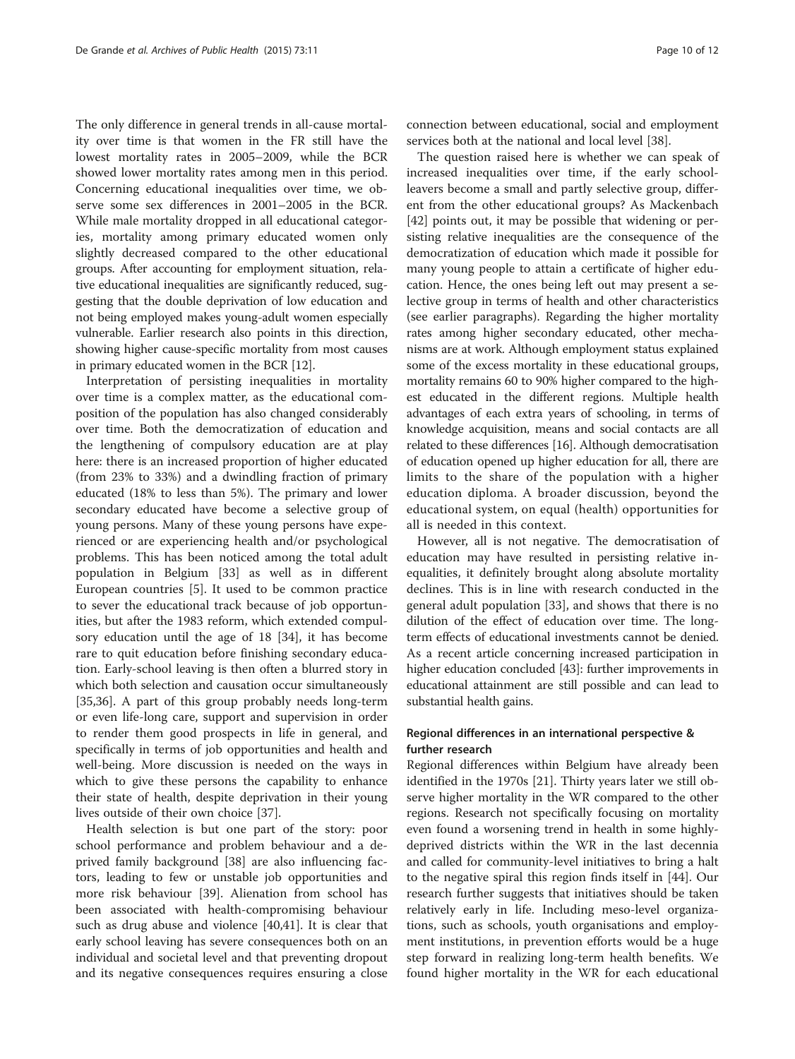The only difference in general trends in all-cause mortality over time is that women in the FR still have the lowest mortality rates in 2005–2009, while the BCR showed lower mortality rates among men in this period. Concerning educational inequalities over time, we observe some sex differences in 2001–2005 in the BCR. While male mortality dropped in all educational categories, mortality among primary educated women only slightly decreased compared to the other educational groups. After accounting for employment situation, relative educational inequalities are significantly reduced, suggesting that the double deprivation of low education and not being employed makes young-adult women especially vulnerable. Earlier research also points in this direction, showing higher cause-specific mortality from most causes in primary educated women in the BCR [12].

Interpretation of persisting inequalities in mortality over time is a complex matter, as the educational composition of the population has also changed considerably over time. Both the democratization of education and the lengthening of compulsory education are at play here: there is an increased proportion of higher educated (from 23% to 33%) and a dwindling fraction of primary educated (18% to less than 5%). The primary and lower secondary educated have become a selective group of young persons. Many of these young persons have experienced or are experiencing health and/or psychological problems. This has been noticed among the total adult population in Belgium [33] as well as in different European countries [5]. It used to be common practice to sever the educational track because of job opportunities, but after the 1983 reform, which extended compulsory education until the age of 18 [34], it has become rare to quit education before finishing secondary education. Early-school leaving is then often a blurred story in which both selection and causation occur simultaneously [35,36]. A part of this group probably needs long-term or even life-long care, support and supervision in order to render them good prospects in life in general, and specifically in terms of job opportunities and health and well-being. More discussion is needed on the ways in which to give these persons the capability to enhance their state of health, despite deprivation in their young lives outside of their own choice [37].

Health selection is but one part of the story: poor school performance and problem behaviour and a deprived family background [38] are also influencing factors, leading to few or unstable job opportunities and more risk behaviour [39]. Alienation from school has been associated with health-compromising behaviour such as drug abuse and violence [40,41]. It is clear that early school leaving has severe consequences both on an individual and societal level and that preventing dropout and its negative consequences requires ensuring a close connection between educational, social and employment services both at the national and local level [38].

The question raised here is whether we can speak of increased inequalities over time, if the early school-leavers become a small and partly selective group, different from the other educational groups? As Mackenbach [42] points out, it may be possible that widening or persisting relative inequalities are the consequence of the democratization of education which made it possible for many young people to attain a certificate of higher education. Hence, the ones being left out may present a selective group in terms of health and other characteristics (see earlier paragraphs). Regarding the higher mortality rates among higher secondary educated, other mechanisms are at work. Although employment status explained some of the excess mortality in these educational groups, mortality remains 60 to 90% higher compared to the highest educated in the different regions. Multiple health advantages of each extra years of schooling, in terms of knowledge acquisition, means and social contacts are all related to these differences [16]. Although democratisation of education opened up higher education for all, there are limits to the share of the population with a higher education diploma. A broader discussion, beyond the educational system, on equal (health) opportunities for all is needed in this context.

However, all is not negative. The democratisation of education may have resulted in persisting relative inequalities, it definitely brought along absolute mortality declines. This is in line with research conducted in the general adult population [33], and shows that there is no dilution of the effect of education over time. The long-term effects of educational investments cannot be denied. As a recent article concerning increased participation in higher education concluded [43]: further improvements in educational attainment are still possible and can lead to substantial health gains.

### Regional differences in an international perspective & further research

Regional differences within Belgium have already been identified in the 1970s [21]. Thirty years later we still observe higher mortality in the WR compared to the other regions. Research not specifically focusing on mortality even found a worsening trend in health in some highly-deprived districts within the WR in the last decennia and called for community-level initiatives to bring a halt to the negative spiral this region finds itself in [44]. Our research further suggests that initiatives should be taken relatively early in life. Including meso-level organizations, such as schools, youth organisations and employment institutions, in prevention efforts would be a huge step forward in realizing long-term health benefits. We found higher mortality in the WR for each educational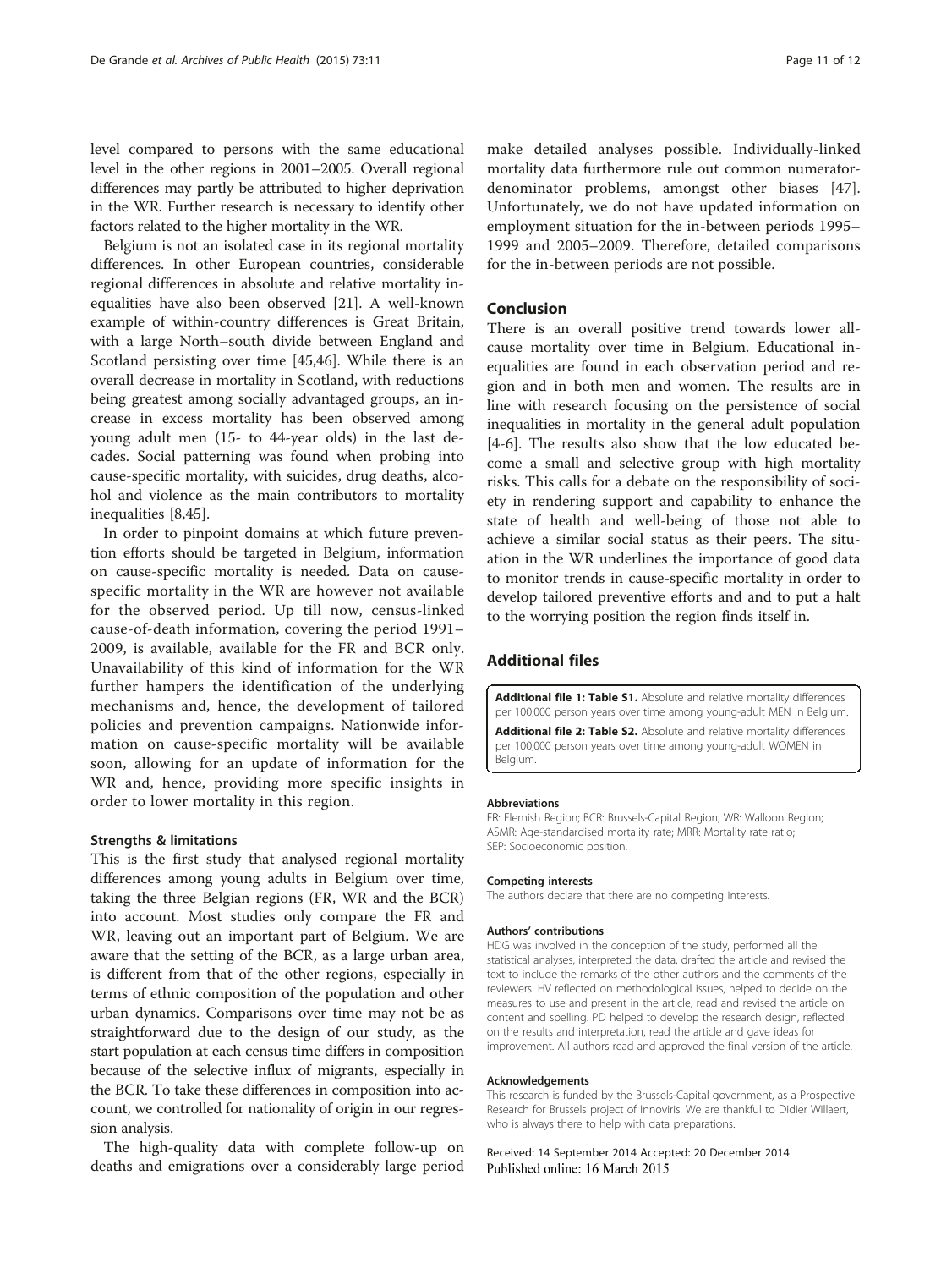level compared to persons with the same educational level in the other regions in 2001–2005. Overall regional differences may partly be attributed to higher deprivation in the WR. Further research is necessary to identify other factors related to the higher mortality in the WR.

Belgium is not an isolated case in its regional mortality differences. In other European countries, considerable regional differences in absolute and relative mortality inequalities have also been observed [21]. A well-known example of within-country differences is Great Britain, with a large North–south divide between England and Scotland persisting over time [45,46]. While there is an overall decrease in mortality in Scotland, with reductions being greatest among socially advantaged groups, an increase in excess mortality has been observed among young adult men (15- to 44-year olds) in the last decades. Social patterning was found when probing into cause-specific mortality, with suicides, drug deaths, alcohol and violence as the main contributors to mortality inequalities [8,45].

In order to pinpoint domains at which future prevention efforts should be targeted in Belgium, information on cause-specific mortality is needed. Data on cause-specific mortality in the WR are however not available for the observed period. Up till now, census-linked cause-of-death information, covering the period 1991–2009, is available, available for the FR and BCR only. Unavailability of this kind of information for the WR further hampers the identification of the underlying mechanisms and, hence, the development of tailored policies and prevention campaigns. Nationwide information on cause-specific mortality will be available soon, allowing for an update of information for the WR and, hence, providing more specific insights in order to lower mortality in this region.

#### Strengths & limitations

This is the first study that analysed regional mortality differences among young adults in Belgium over time, taking the three Belgian regions (FR, WR and the BCR) into account. Most studies only compare the FR and WR, leaving out an important part of Belgium. We are aware that the setting of the BCR, as a large urban area, is different from that of the other regions, especially in terms of ethnic composition of the population and other urban dynamics. Comparisons over time may not be as straightforward due to the design of our study, as the start population at each census time differs in composition because of the selective influx of migrants, especially in the BCR. To take these differences in composition into account, we controlled for nationality of origin in our regression analysis.

The high-quality data with complete follow-up on deaths and emigrations over a considerably large period make detailed analyses possible. Individually-linked mortality data furthermore rule out common numerator-denominator problems, amongst other biases [47]. Unfortunately, we do not have updated information on employment situation for the in-between periods 1995–1999 and 2005–2009. Therefore, detailed comparisons for the in-between periods are not possible.

## Conclusion

There is an overall positive trend towards lower all-cause mortality over time in Belgium. Educational inequalities are found in each observation period and region and in both men and women. The results are in line with research focusing on the persistence of social inequalities in mortality in the general adult population [4-6]. The results also show that the low educated become a small and selective group with high mortality risks. This calls for a debate on the responsibility of society in rendering support and capability to enhance the state of health and well-being of those not able to achieve a similar social status as their peers. The situation in the WR underlines the importance of good data to monitor trends in cause-specific mortality in order to develop tailored preventive efforts and and to put a halt to the worrying position the region finds itself in.

## Additional files

**Additional file 1: Table S1.** Absolute and relative mortality differences per 100,000 person years over time among young-adult MEN in Belgium.

**Additional file 2: Table S2.** Absolute and relative mortality differences per 100,000 person years over time among young-adult WOMEN in Belgium.

#### Abbreviations

FR: Flemish Region; BCR: Brussels-Capital Region; WR: Walloon Region; ASMR: Age-standardised mortality rate; MRR: Mortality rate ratio; SEP: Socioeconomic position.

#### Competing interests

The authors declare that there are no competing interests.

#### Authors' contributions

HDG was involved in the conception of the study, performed all the statistical analyses, interpreted the data, drafted the article and revised the text to include the remarks of the other authors and the comments of the reviewers. HV reflected on methodological issues, helped to decide on the measures to use and present in the article, read and revised the article on content and spelling. PD helped to develop the research design, reflected on the results and interpretation, read the article and gave ideas for improvement. All authors read and approved the final version of the article.

#### Acknowledgements

This research is funded by the Brussels-Capital government, as a Prospective Research for Brussels project of Innoviris. We are thankful to Didier Willaert, who is always there to help with data preparations.

Received: 14 September 2014 Accepted: 20 December 2014
Published online: 16 March 2015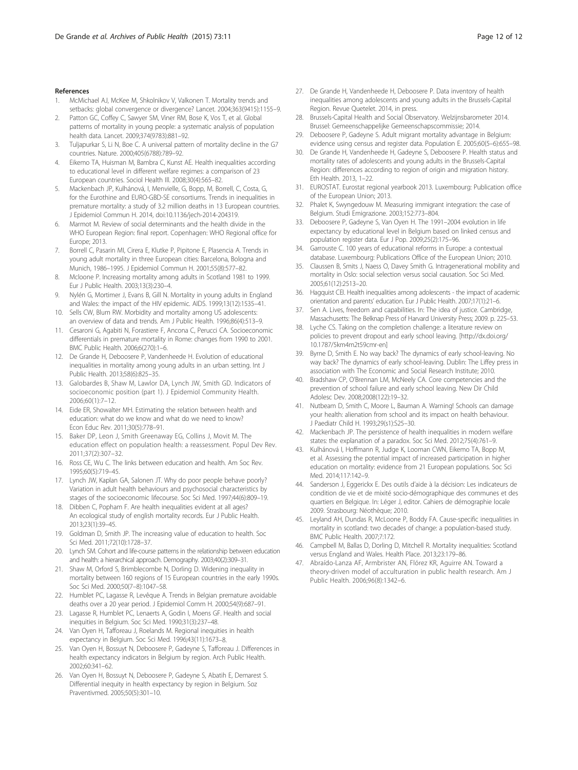### References

1. McMichael AJ, McKee M, Shkolnikov V, Valkonen T. Mortality trends and setbacks: global convergence or divergence? Lancet. 2004;363(9415):1155–9.
2. Patton GC, Coffey C, Sawyer SM, Viner RM, Bose K, Vos T, et al. Global patterns of mortality in young people: a systematic analysis of population health data. Lancet. 2009;374(9783):881–92.
3. Tuljapurkar S, Li N, Boe C. A universal pattern of mortality decline in the G7 countries. Nature. 2000;405(6788):789–92.
4. Eikemo TA, Huisman M, Bambra C, Kunst AE. Health inequalities according to educational level in different welfare regimes: a comparison of 23 European countries. Sociol Health Ill. 2008;30(4):565–82.
5. Mackenbach JP, Kulhánová, I, Menvielle, G, Bopp, M, Borrell, C, Costa, G, for the Eurothine and EURO-GBD-SE consortiums. Trends in inequalities in premature mortality: a study of 3.2 million deaths in 13 European countries. J Epidemiol Commun H. 2014, doi:10.1136/jech-2014-204319.
6. Marmot M. Review of social determinants and the health divide in the WHO European Region: final report. Copenhagen: WHO Regional office for Europe; 2013.
7. Borrell C, Pasarin MI, Cirera E, Klutke P, Pipitone E, Plasencia A. Trends in young adult mortality in three European cities: Barcelona, Bologna and Munich, 1986–1995. J Epidemiol Commun H. 2001;55(8):577–82.
8. Mcloone P. Increasing mortality among adults in Scotland 1981 to 1999. Eur J Public Health. 2003;13(3):230–4.
9. Nylén G, Mortimer J, Evans B, Gill N. Mortality in young adults in England and Wales: the impact of the HIV epidemic. AIDS. 1999;13(12):1535–41.
10. Sells CW, Blum RW. Morbidity and mortality among US adolescents: an overview of data and trends. Am J Public Health. 1996;86(4):513–9.
11. Cesaroni G, Agabiti N, Forastiere F, Ancona C, Perucci CA. Socioeconomic differentials in premature mortality in Rome: changes from 1990 to 2001. BMC Public Health. 2006;6(270):1–6.
12. De Grande H, Deboosere P, Vandenheede H. Evolution of educational inequalities in mortality among young adults in an urban setting. Int J Public Health. 2013;58(6):825–35.
13. Galobardes B, Shaw M, Lawlor DA, Lynch JW, Smith GD. Indicators of socioeconomic position (part 1). J Epidemiol Community Health. 2006;60(1):7–12.
14. Eide ER, Showalter MH. Estimating the relation between health and education: what do we know and what do we need to know? Econ Educ Rev. 2011;30(5):778–91.
15. Baker DP, Leon J, Smith Greenaway EG, Collins J, Movit M. The education effect on population health: a reassessment. Popul Dev Rev. 2011;37(2):307–32.
16. Ross CE, Wu C. The links between education and health. Am Soc Rev. 1995;60(5):719–45.
17. Lynch JW, Kaplan GA, Salonen JT. Why do poor people behave poorly? Variation in adult health behaviours and psychosocial characteristics by stages of the socioeconomic lifecourse. Soc Sci Med. 1997;44(6):809–19.
18. Dibben C, Popham F. Are health inequalities evident at all ages? An ecological study of english mortality records. Eur J Public Health. 2013;23(1):39–45.
19. Goldman D, Smith JP. The increasing value of education to health. Soc Sci Med. 2011;72(10):1728–37.
20. Lynch SM. Cohort and life-course patterns in the relationship between education and health: a hierarchical approach. Demography. 2003;40(2):309–31.
21. Shaw M, Orford S, Brimblecombe N, Dorling D. Widening inequality in mortality between 160 regions of 15 European countries in the early 1990s. Soc Sci Med. 2000;50(7–8):1047–58.
22. Humblet PC, Lagasse R, Levêque A. Trends in Belgian premature avoidable deaths over a 20 year period. J Epidemiol Comm H. 2000;54(9):687–91.
23. Lagasse R, Humblet PC, Lenaerts A, Godin I, Moens GF. Health and social inequities in Belgium. Soc Sci Med. 1990;31(3):237–48.
24. Van Oyen H, Tafforeau J, Roelands M. Regional inequities in health expectancy in Belgium. Soc Sci Med. 1996;43(11):1673–8.
25. Van Oyen H, Bossuyt N, Deboosere P, Gadeyne S, Tafforeau J. Differences in health expectancy indicators in Belgium by region. Arch Public Health. 2002;60:341–62.
26. Van Oyen H, Bossuyt N, Deboosere P, Gadeyne S, Abatih E, Demarest S. Differential inequity in health expectancy by region in Belgium. Soz Praventivmed. 2005;50(5):301–10.
27. De Grande H, Vandenheede H, Deboosere P. Data inventory of health inequalities among adolescents and young adults in the Brussels-Capital Region. Revue Quetelet. 2014, in press.
28. Brussels-Capital Health and Social Observatory. Welzijnsbarometer 2014. Brussel: Gemeenschappelijke Gemeenschapscommissie; 2014.
29. Deboosere P, Gadeyne S. Adult migrant mortality advantage in Belgium: evidence using census and register data. Population E. 2005;60(5–6):655–98.
30. De Grande H, Vandenheede H, Gadeyne S, Deboosere P. Health status and mortality rates of adolescents and young adults in the Brussels-Capital Region: differences according to region of origin and migration history. Eth Health. 2013, 1–22.
31. EUROSTAT. Eurostat regional yearbook 2013. Luxembourg: Publication office of the European Union; 2013.
32. Phalet K, Swyngedouw M. Measuring immigrant integration: the case of Belgium. Studi Emigrazione. 2003;152:773–804.
33. Deboosere P, Gadeyne S, Van Oyen H. The 1991–2004 evolution in life expectancy by educational level in Belgium based on linked census and population register data. Eur J Pop. 2009;25(2):175–96.
34. Garrouste C. 100 years of educational reforms in Europe: a contextual database. Luxembourg: Publications Office of the European Union; 2010.
35. Claussen B, Smits J, Naess O, Davey Smith G. Intragenerational mobility and mortality in Oslo: social selection versus social causation. Soc Sci Med. 2005;61(12):2513–20.
36. Hagquist CEI. Health inequalities among adolescents - the impact of academic orientation and parents' education. Eur J Public Health. 2007;17(1):21–6.
37. Sen A. Lives, freedom and capabilities. In: The idea of justice. Cambridge, Massachusetts: The Belknap Press of Harvard University Press; 2009. p. 225–53.
38. Lyche CS. Taking on the completion challenge: a literature review on policies to prevent dropout and early school leaving. [http://dx.doi.org/10.1787/5km4m2t59cmr-en]
39. Byrne D, Smith E. No way back? The dynamics of early school-leaving. No way back? The dynamics of early school-leaving. Dublin: The Liffey press in association with The Economic and Social Research Institute; 2010.
40. Bradshaw CP, O'Brennan LM, McNeely CA. Core competencies and the prevention of school failure and early school leaving. New Dir Child Adolesc Dev. 2008;2008(122):19–32.
41. Nutbeam D, Smith C, Moore L, Bauman A. Warning! Schools can damage your health: alienation from school and its impact on health behaviour. J Paediatr Child H. 1993;29(s1):S25–30.
42. Mackenbach JP. The persistence of health inequalities in modern welfare states: the explanation of a paradox. Soc Sci Med. 2012;75(4):761–9.
43. Kulhánová I, Hoffmann R, Judge K, Looman CWN, Eikemo TA, Bopp M, et al. Assessing the potential impact of increased participation in higher education on mortality: evidence from 21 European populations. Soc Sci Med. 2014;117:142–9.
44. Sanderson J, Eggerickx E. Des outils d'aide à la décision: Les indicateurs de condition de vie et de mixité socio-démographique des communes et des quartiers en Belgique. In: Léger J, editor. Cahiers de démographie locale 2009. Strasbourg: Néothèque; 2010.
45. Leyland AH, Dundas R, McLoone P, Boddy FA. Cause-specific inequalities in mortality in scotland: two decades of change: a population-based study. BMC Public Health. 2007;7:172.
46. Campbell M, Ballas D, Dorling D, Mitchell R. Mortality inequalities: Scotland versus England and Wales. Health Place. 2013;23:179–86.
47. Abraído-Lanza AF, Armbrister AN, Flórez KR, Aguirre AN. Toward a theory-driven model of acculturation in public health research. Am J Public Health. 2006;96(8):1342–6.